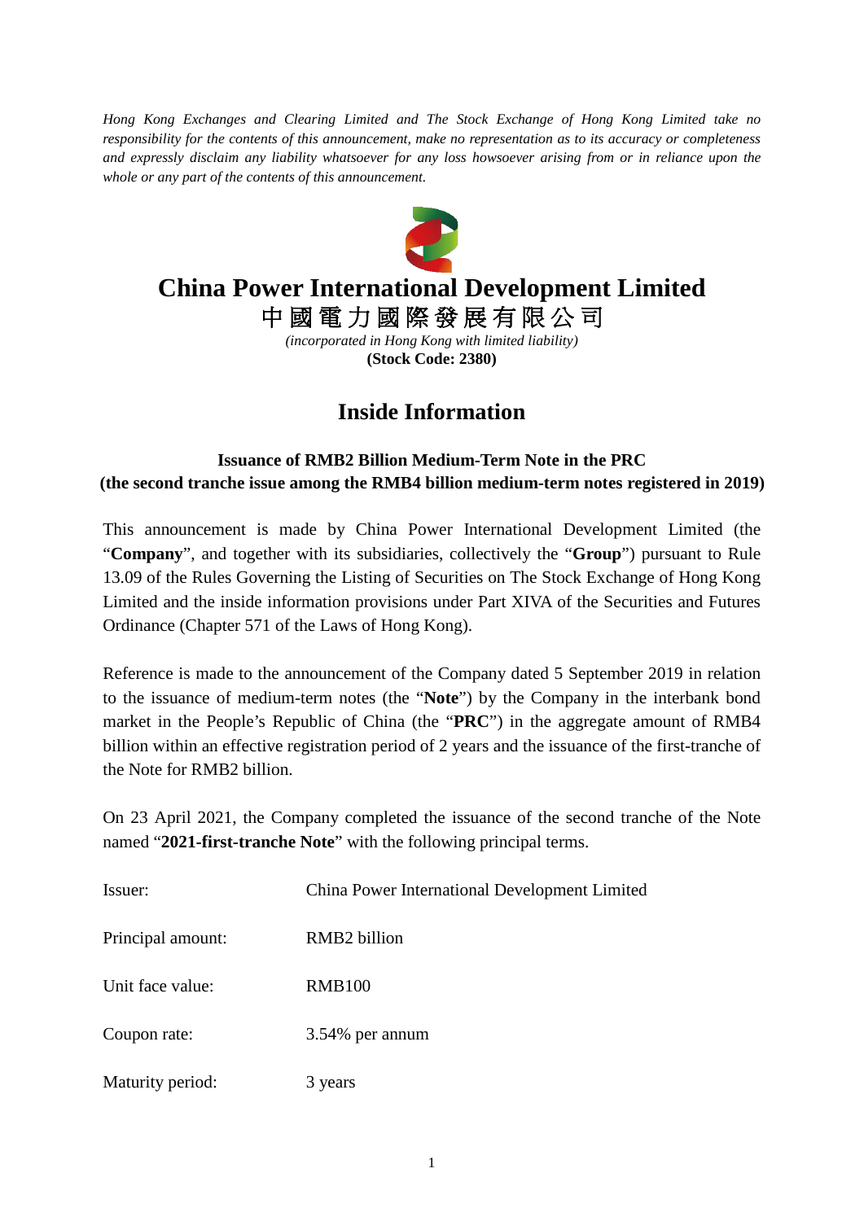*Hong Kong Exchanges and Clearing Limited and The Stock Exchange of Hong Kong Limited take no responsibility for the contents of this announcement, make no representation as to its accuracy or completeness and expressly disclaim any liability whatsoever for any loss howsoever arising from or in reliance upon the whole or any part of the contents of this announcement.*

# China Power International Development Limited
# 中國電力國際發展有限公司

*(incorporated in Hong Kong with limited liability)*
**(Stock Code: 2380)**

## Inside Information

### Issuance of RMB2 Billion Medium-Term Note in the PRC
### (the second tranche issue among the RMB4 billion medium-term notes registered in 2019)

This announcement is made by China Power International Development Limited (the "**Company**", and together with its subsidiaries, collectively the "**Group**") pursuant to Rule 13.09 of the Rules Governing the Listing of Securities on The Stock Exchange of Hong Kong Limited and the inside information provisions under Part XIVA of the Securities and Futures Ordinance (Chapter 571 of the Laws of Hong Kong).

Reference is made to the announcement of the Company dated 5 September 2019 in relation to the issuance of medium-term notes (the "**Note**") by the Company in the interbank bond market in the People's Republic of China (the "**PRC**") in the aggregate amount of RMB4 billion within an effective registration period of 2 years and the issuance of the first-tranche of the Note for RMB2 billion.

On 23 April 2021, the Company completed the issuance of the second tranche of the Note named "**2021-first-tranche Note**" with the following principal terms.

| | |
|---|---|
| Issuer: | China Power International Development Limited |
| Principal amount: | RMB2 billion |
| Unit face value: | RMB100 |
| Coupon rate: | 3.54% per annum |
| Maturity period: | 3 years |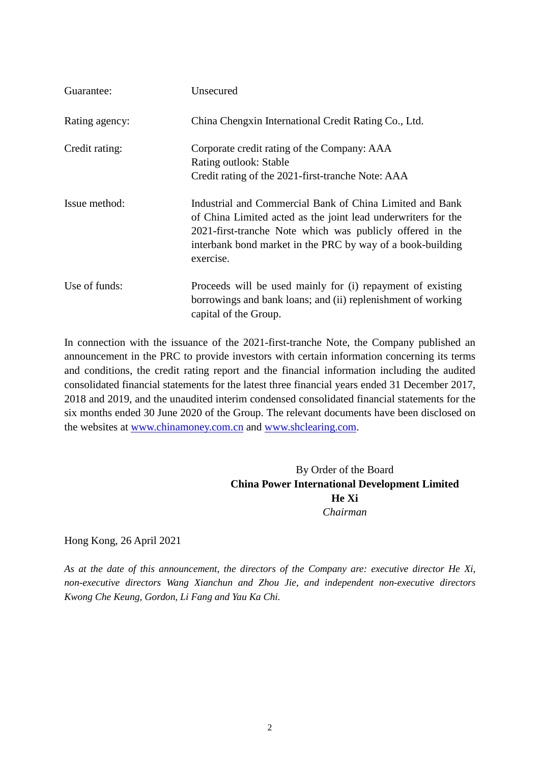| | |
|---|---|
| Guarantee: | Unsecured |
| Rating agency: | China Chengxin International Credit Rating Co., Ltd. |
| Credit rating: | Corporate credit rating of the Company: AAA<br>Rating outlook: Stable<br>Credit rating of the 2021-first-tranche Note: AAA |
| Issue method: | Industrial and Commercial Bank of China Limited and Bank of China Limited acted as the joint lead underwriters for the 2021-first-tranche Note which was publicly offered in the interbank bond market in the PRC by way of a book-building exercise. |
| Use of funds: | Proceeds will be used mainly for (i) repayment of existing borrowings and bank loans; and (ii) replenishment of working capital of the Group. |

In connection with the issuance of the 2021-first-tranche Note, the Company published an announcement in the PRC to provide investors with certain information concerning its terms and conditions, the credit rating report and the financial information including the audited consolidated financial statements for the latest three financial years ended 31 December 2017, 2018 and 2019, and the unaudited interim condensed consolidated financial statements for the six months ended 30 June 2020 of the Group. The relevant documents have been disclosed on the websites at www.chinamoney.com.cn and www.shclearing.com.

By Order of the Board
**China Power International Development Limited**
**He Xi**
*Chairman*

Hong Kong, 26 April 2021

*As at the date of this announcement, the directors of the Company are: executive director He Xi, non-executive directors Wang Xianchun and Zhou Jie, and independent non-executive directors Kwong Che Keung, Gordon, Li Fang and Yau Ka Chi.*